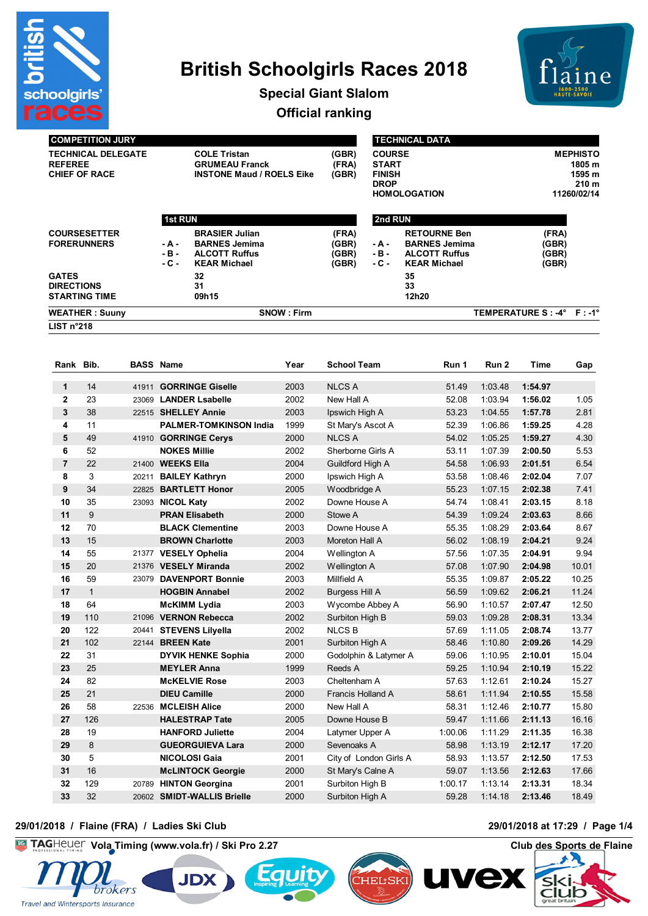# British Schoolgirls Races 2018

## Special Giant Slalom

## Official ranking

| COMPETITION JURY | | |
|---|---|---|
| TECHNICAL DELEGATE | COLE Tristan | (GBR) |
| REFEREE | GRUMEAU Franck | (FRA) |
| CHIEF OF RACE | INSTONE Maud / ROELS Eike | (GBR) |

| TECHNICAL DATA | |
|---|---|
| COURSE | MEPHISTO |
| START | 1805 m |
| FINISH | 1595 m |
| DROP | 210 m |
| HOMOLOGATION | 11260/02/14 |

| | | 1st RUN | | | 2nd RUN | |
|---|---|---|---|---|---|---|
| COURSESETTER | | BRASIER Julian | (FRA) | | RETOURNE Ben | (FRA) |
| FORERUNNERS | - A - | BARNES Jemima | (GBR) | - A - | BARNES Jemima | (GBR) |
| | - B - | ALCOTT Ruffus | (GBR) | - B - | ALCOTT Ruffus | (GBR) |
| | - C - | KEAR Michael | (GBR) | - C - | KEAR Michael | (GBR) |
| GATES | | 32 | | | 35 | |
| DIRECTIONS | | 31 | | | 33 | |
| STARTING TIME | | 09h15 | | | 12h20 | |

WEATHER : Suuny — SNOW : Firm — TEMPERATURE S : -4° F : -1°

LIST n°218

| Rank | Bib. | BASS | Name | Year | School Team | Run 1 | Run 2 | Time | Gap |
|---|---|---|---|---|---|---|---|---|---|
| 1 | 14 | 41911 | GORRINGE Giselle | 2003 | NLCS A | 51.49 | 1:03.48 | 1:54.97 | |
| 2 | 23 | 23069 | LANDER Lsabelle | 2002 | New Hall A | 52.08 | 1:03.94 | 1:56.02 | 1.05 |
| 3 | 38 | 22515 | SHELLEY Annie | 2003 | Ipswich High A | 53.23 | 1:04.55 | 1:57.78 | 2.81 |
| 4 | 11 | | PALMER-TOMKINSON India | 1999 | St Mary's Ascot A | 52.39 | 1:06.86 | 1:59.25 | 4.28 |
| 5 | 49 | 41910 | GORRINGE Cerys | 2000 | NLCS A | 54.02 | 1:05.25 | 1:59.27 | 4.30 |
| 6 | 52 | | NOKES Millie | 2002 | Sherborne Girls A | 53.11 | 1:07.39 | 2:00.50 | 5.53 |
| 7 | 22 | 21400 | WEEKS Ella | 2004 | Guildford High A | 54.58 | 1:06.93 | 2:01.51 | 6.54 |
| 8 | 3 | 20211 | BAILEY Kathryn | 2000 | Ipswich High A | 53.58 | 1:08.46 | 2:02.04 | 7.07 |
| 9 | 34 | 22825 | BARTLETT Honor | 2005 | Woodbridge A | 55.23 | 1:07.15 | 2:02.38 | 7.41 |
| 10 | 35 | 23093 | NICOL Katy | 2002 | Downe House A | 54.74 | 1:08.41 | 2:03.15 | 8.18 |
| 11 | 9 | | PRAN Elisabeth | 2000 | Stowe A | 54.39 | 1:09.24 | 2:03.63 | 8.66 |
| 12 | 70 | | BLACK Clementine | 2003 | Downe House A | 55.35 | 1:08.29 | 2:03.64 | 8.67 |
| 13 | 15 | | BROWN Charlotte | 2003 | Moreton Hall A | 56.02 | 1:08.19 | 2:04.21 | 9.24 |
| 14 | 55 | 21377 | VESELY Ophelia | 2004 | Wellington A | 57.56 | 1:07.35 | 2:04.91 | 9.94 |
| 15 | 20 | 21376 | VESELY Miranda | 2002 | Wellington A | 57.08 | 1:07.90 | 2:04.98 | 10.01 |
| 16 | 59 | 23079 | DAVENPORT Bonnie | 2003 | Millfield A | 55.35 | 1:09.87 | 2:05.22 | 10.25 |
| 17 | 1 | | HOGBIN Annabel | 2002 | Burgess Hill A | 56.59 | 1:09.62 | 2:06.21 | 11.24 |
| 18 | 64 | | McKIMM Lydia | 2003 | Wycombe Abbey A | 56.90 | 1:10.57 | 2:07.47 | 12.50 |
| 19 | 110 | 21096 | VERNON Rebecca | 2002 | Surbiton High B | 59.03 | 1:09.28 | 2:08.31 | 13.34 |
| 20 | 122 | 20441 | STEVENS Lilyella | 2002 | NLCS B | 57.69 | 1:11.05 | 2:08.74 | 13.77 |
| 21 | 102 | 22144 | BREEN Kate | 2001 | Surbiton High A | 58.46 | 1:10.80 | 2:09.26 | 14.29 |
| 22 | 31 | | DYVIK HENKE Sophia | 2000 | Godolphin & Latymer A | 59.06 | 1:10.95 | 2:10.01 | 15.04 |
| 23 | 25 | | MEYLER Anna | 1999 | Reeds A | 59.25 | 1:10.94 | 2:10.19 | 15.22 |
| 24 | 82 | | McKELVIE Rose | 2003 | Cheltenham A | 57.63 | 1:12.61 | 2:10.24 | 15.27 |
| 25 | 21 | | DIEU Camille | 2000 | Francis Holland A | 58.61 | 1:11.94 | 2:10.55 | 15.58 |
| 26 | 58 | 22536 | MCLEISH Alice | 2000 | New Hall A | 58.31 | 1:12.46 | 2:10.77 | 15.80 |
| 27 | 126 | | HALESTRAP Tate | 2005 | Downe House B | 59.47 | 1:11.66 | 2:11.13 | 16.16 |
| 28 | 19 | | HANFORD Juliette | 2004 | Latymer Upper A | 1:00.06 | 1:11.29 | 2:11.35 | 16.38 |
| 29 | 8 | | GUEORGUIEVA Lara | 2000 | Sevenoaks A | 58.98 | 1:13.19 | 2:12.17 | 17.20 |
| 30 | 5 | | NICOLOSI Gaia | 2001 | City of London Girls A | 58.93 | 1:13.57 | 2:12.50 | 17.53 |
| 31 | 16 | | McLINTOCK Georgie | 2000 | St Mary's Calne A | 59.07 | 1:13.56 | 2:12.63 | 17.66 |
| 32 | 129 | 20789 | HINTON Georgina | 2001 | Surbiton High B | 1:00.17 | 1:13.14 | 2:13.31 | 18.34 |
| 33 | 32 | 20602 | SMIDT-WALLIS Brielle | 2000 | Surbiton High A | 59.28 | 1:14.18 | 2:13.46 | 18.49 |

29/01/2018 / Flaine (FRA) / Ladies Ski Club — 29/01/2018 at 17:29

TAGHeuer — Vola Timing (www.vola.fr) / Ski Pro 2.27 — Club des Sports de Flaine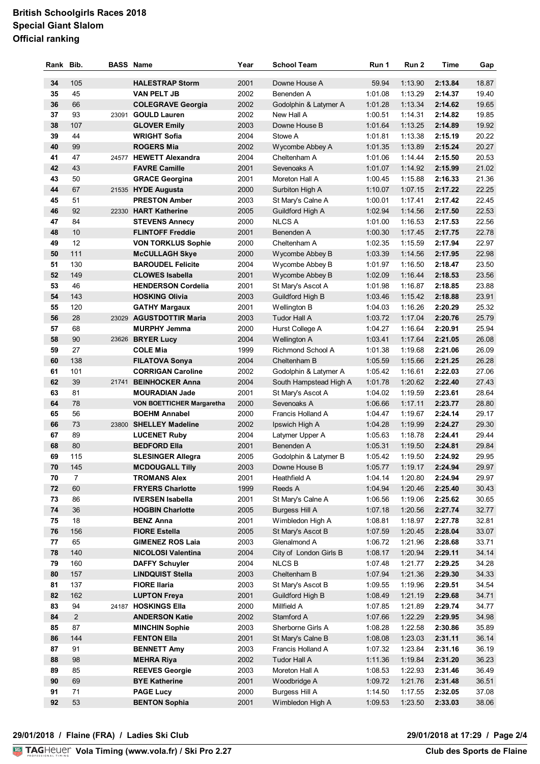# British Schoolgirls Races 2018

## Special Giant Slalom

### Official ranking

| Rank | Bib. | BASS | Name | Year | School Team | Run 1 | Run 2 | Time | Gap |
|---|---|---|---|---|---|---|---|---|---|
| 34 | 105 | | **HALESTRAP Storm** | 2001 | Downe House A | 59.94 | 1:13.90 | **2:13.84** | 18.87 |
| 35 | 45 | | **VAN PELT JB** | 2002 | Benenden A | 1:01.08 | 1:13.29 | **2:14.37** | 19.40 |
| 36 | 66 | | **COLEGRAVE Georgia** | 2002 | Godolphin & Latymer A | 1:01.28 | 1:13.34 | **2:14.62** | 19.65 |
| 37 | 93 | 23091 | **GOULD Lauren** | 2002 | New Hall A | 1:00.51 | 1:14.31 | **2:14.82** | 19.85 |
| 38 | 107 | | **GLOVER Emily** | 2003 | Downe House B | 1:01.64 | 1:13.25 | **2:14.89** | 19.92 |
| 39 | 44 | | **WRIGHT Sofia** | 2004 | Stowe A | 1:01.81 | 1:13.38 | **2:15.19** | 20.22 |
| 40 | 99 | | **ROGERS Mia** | 2002 | Wycombe Abbey A | 1:01.35 | 1:13.89 | **2:15.24** | 20.27 |
| 41 | 47 | 24577 | **HEWETT Alexandra** | 2004 | Cheltenham A | 1:01.06 | 1:14.44 | **2:15.50** | 20.53 |
| 42 | 43 | | **FAVRE Camille** | 2001 | Sevenoaks A | 1:01.07 | 1:14.92 | **2:15.99** | 21.02 |
| 43 | 50 | | **GRACE Georgina** | 2001 | Moreton Hall A | 1:00.45 | 1:15.88 | **2:16.33** | 21.36 |
| 44 | 67 | 21535 | **HYDE Augusta** | 2000 | Surbiton High A | 1:10.07 | 1:07.15 | **2:17.22** | 22.25 |
| 45 | 51 | | **PRESTON Amber** | 2003 | St Mary's Calne A | 1:00.01 | 1:17.41 | **2:17.42** | 22.45 |
| 46 | 92 | 22330 | **HART Katherine** | 2005 | Guildford High A | 1:02.94 | 1:14.56 | **2:17.50** | 22.53 |
| 47 | 84 | | **STEVENS Annecy** | 2000 | NLCS A | 1:01.00 | 1:16.53 | **2:17.53** | 22.56 |
| 48 | 10 | | **FLINTOFF Freddie** | 2001 | Benenden A | 1:00.30 | 1:17.45 | **2:17.75** | 22.78 |
| 49 | 12 | | **VON TORKLUS Sophie** | 2000 | Cheltenham A | 1:02.35 | 1:15.59 | **2:17.94** | 22.97 |
| 50 | 111 | | **McCULLAGH Skye** | 2000 | Wycombe Abbey B | 1:03.39 | 1:14.56 | **2:17.95** | 22.98 |
| 51 | 130 | | **BAROUDEL Felicite** | 2004 | Wycombe Abbey B | 1:01.97 | 1:16.50 | **2:18.47** | 23.50 |
| 52 | 149 | | **CLOWES Isabella** | 2001 | Wycombe Abbey B | 1:02.09 | 1:16.44 | **2:18.53** | 23.56 |
| 53 | 46 | | **HENDERSON Cordelia** | 2001 | St Mary's Ascot A | 1:01.98 | 1:16.87 | **2:18.85** | 23.88 |
| 54 | 143 | | **HOSKING Olivia** | 2003 | Guildford High B | 1:03.46 | 1:15.42 | **2:18.88** | 23.91 |
| 55 | 120 | | **GATHY Margaux** | 2001 | Wellington B | 1:04.03 | 1:16.26 | **2:20.29** | 25.32 |
| 56 | 28 | 23029 | **AGUSTDOTTIR Maria** | 2003 | Tudor Hall A | 1:03.72 | 1:17.04 | **2:20.76** | 25.79 |
| 57 | 68 | | **MURPHY Jemma** | 2000 | Hurst College A | 1:04.27 | 1:16.64 | **2:20.91** | 25.94 |
| 58 | 90 | 23626 | **BRYER Lucy** | 2004 | Wellington A | 1:03.41 | 1:17.64 | **2:21.05** | 26.08 |
| 59 | 27 | | **COLE Mia** | 1999 | Richmond School A | 1:01.38 | 1:19.68 | **2:21.06** | 26.09 |
| 60 | 138 | | **FILATOVA Sonya** | 2004 | Cheltenham B | 1:05.59 | 1:15.66 | **2:21.25** | 26.28 |
| 61 | 101 | | **CORRIGAN Caroline** | 2002 | Godolphin & Latymer A | 1:05.42 | 1:16.61 | **2:22.03** | 27.06 |
| 62 | 39 | 21741 | **BEINHOCKER Anna** | 2004 | South Hampstead High A | 1:01.78 | 1:20.62 | **2:22.40** | 27.43 |
| 63 | 81 | | **MOURADIAN Jade** | 2001 | St Mary's Ascot A | 1:04.02 | 1:19.59 | **2:23.61** | 28.64 |
| 64 | 78 | | **VON BOETTICHER Margaretha** | 2000 | Sevenoaks A | 1:06.66 | 1:17.11 | **2:23.77** | 28.80 |
| 65 | 56 | | **BOEHM Annabel** | 2000 | Francis Holland A | 1:04.47 | 1:19.67 | **2:24.14** | 29.17 |
| 66 | 73 | 23800 | **SHELLEY Madeline** | 2002 | Ipswich High A | 1:04.28 | 1:19.99 | **2:24.27** | 29.30 |
| 67 | 89 | | **LUCENET Ruby** | 2004 | Latymer Upper A | 1:05.63 | 1:18.78 | **2:24.41** | 29.44 |
| 68 | 80 | | **BEDFORD Ella** | 2001 | Benenden A | 1:05.31 | 1:19.50 | **2:24.81** | 29.84 |
| 69 | 115 | | **SLESINGER Allegra** | 2005 | Godolphin & Latymer B | 1:05.42 | 1:19.50 | **2:24.92** | 29.95 |
| 70 | 145 | | **MCDOUGALL Tilly** | 2003 | Downe House B | 1:05.77 | 1:19.17 | **2:24.94** | 29.97 |
| 70 | 7 | | **TROMANS Alex** | 2001 | Heathfield A | 1:04.14 | 1:20.80 | **2:24.94** | 29.97 |
| 72 | 60 | | **FRYERS Charlotte** | 1999 | Reeds A | 1:04.94 | 1:20.46 | **2:25.40** | 30.43 |
| 73 | 86 | | **IVERSEN Isabella** | 2001 | St Mary's Calne A | 1:06.56 | 1:19.06 | **2:25.62** | 30.65 |
| 74 | 36 | | **HOGBIN Charlotte** | 2005 | Burgess Hill A | 1:07.18 | 1:20.56 | **2:27.74** | 32.77 |
| 75 | 18 | | **BENZ Anna** | 2001 | Wimbledon High A | 1:08.81 | 1:18.97 | **2:27.78** | 32.81 |
| 76 | 156 | | **FIORE Estella** | 2005 | St Mary's Ascot B | 1:07.59 | 1:20.45 | **2:28.04** | 33.07 |
| 77 | 65 | | **GIMENEZ ROS Laia** | 2003 | Glenalmond A | 1:06.72 | 1:21.96 | **2:28.68** | 33.71 |
| 78 | 140 | | **NICOLOSI Valentina** | 2004 | City of London Girls B | 1:08.17 | 1:20.94 | **2:29.11** | 34.14 |
| 79 | 160 | | **DAFFY Schuyler** | 2004 | NLCS B | 1:07.48 | 1:21.77 | **2:29.25** | 34.28 |
| 80 | 157 | | **LINDQUIST Stella** | 2003 | Cheltenham B | 1:07.94 | 1:21.36 | **2:29.30** | 34.33 |
| 81 | 137 | | **FIORE Ilaria** | 2003 | St Mary's Ascot B | 1:09.55 | 1:19.96 | **2:29.51** | 34.54 |
| 82 | 162 | | **LUPTON Freya** | 2001 | Guildford High B | 1:08.49 | 1:21.19 | **2:29.68** | 34.71 |
| 83 | 94 | 24187 | **HOSKINGS Ella** | 2000 | Millfield A | 1:07.85 | 1:21.89 | **2:29.74** | 34.77 |
| 84 | 2 | | **ANDERSON Katie** | 2002 | Stamford A | 1:07.66 | 1:22.29 | **2:29.95** | 34.98 |
| 85 | 87 | | **MINCHIN Sophie** | 2003 | Sherborne Girls A | 1:08.28 | 1:22.58 | **2:30.86** | 35.89 |
| 86 | 144 | | **FENTON Ella** | 2001 | St Mary's Calne B | 1:08.08 | 1:23.03 | **2:31.11** | 36.14 |
| 87 | 91 | | **BENNETT Amy** | 2003 | Francis Holland A | 1:07.32 | 1:23.84 | **2:31.16** | 36.19 |
| 88 | 98 | | **MEHRA Riya** | 2002 | Tudor Hall A | 1:11.36 | 1:19.84 | **2:31.20** | 36.23 |
| 89 | 85 | | **REEVES Georgie** | 2003 | Moreton Hall A | 1:08.53 | 1:22.93 | **2:31.46** | 36.49 |
| 90 | 69 | | **BYE Katherine** | 2001 | Woodbridge A | 1:09.72 | 1:21.76 | **2:31.48** | 36.51 |
| 91 | 71 | | **PAGE Lucy** | 2000 | Burgess Hill A | 1:14.50 | 1:17.55 | **2:32.05** | 37.08 |
| 92 | 53 | | **BENTON Sophia** | 2001 | Wimbledon High A | 1:09.53 | 1:23.50 | **2:33.03** | 38.06 |

**29/01/2018 / Flaine (FRA) / Ladies Ski Club** — **29/01/2018 at 17:29**

TAG Heuer **Vola Timing (www.vola.fr) / Ski Pro 2.27** — **Club des Sports de Flaine**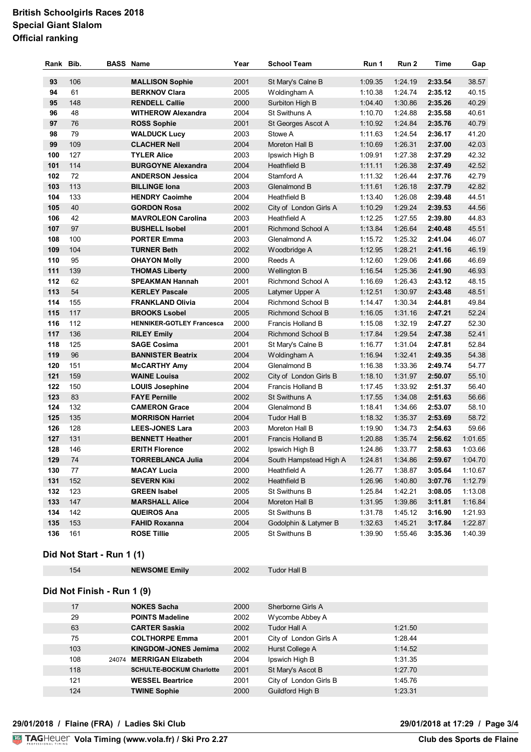**British Schoolgirls Races 2018**
**Special Giant Slalom**
**Official ranking**

| Rank | Bib. | BASS | Name | Year | School Team | Run 1 | Run 2 | Time | Gap |
|---|---|---|---|---|---|---|---|---|---|
| 93 | 106 | | **MALLISON Sophie** | 2001 | St Mary's Calne B | 1:09.35 | 1:24.19 | **2:33.54** | 38.57 |
| 94 | 61 | | **BERKNOV Clara** | 2005 | Woldingham A | 1:10.38 | 1:24.74 | **2:35.12** | 40.15 |
| 95 | 148 | | **RENDELL Callie** | 2000 | Surbiton High B | 1:04.40 | 1:30.86 | **2:35.26** | 40.29 |
| 96 | 48 | | **WITHEROW Alexandra** | 2004 | St Swithuns A | 1:10.70 | 1:24.88 | **2:35.58** | 40.61 |
| 97 | 76 | | **ROSS Sophie** | 2001 | St Georges Ascot A | 1:10.92 | 1:24.84 | **2:35.76** | 40.79 |
| 98 | 79 | | **WALDUCK Lucy** | 2003 | Stowe A | 1:11.63 | 1:24.54 | **2:36.17** | 41.20 |
| 99 | 109 | | **CLACHER Nell** | 2004 | Moreton Hall B | 1:10.69 | 1:26.31 | **2:37.00** | 42.03 |
| 100 | 127 | | **TYLER Alice** | 2003 | Ipswich High B | 1:09.91 | 1:27.38 | **2:37.29** | 42.32 |
| 101 | 114 | | **BURGOYNE Alexandra** | 2004 | Heathfield B | 1:11.11 | 1:26.38 | **2:37.49** | 42.52 |
| 102 | 72 | | **ANDERSON Jessica** | 2004 | Stamford A | 1:11.32 | 1:26.44 | **2:37.76** | 42.79 |
| 103 | 113 | | **BILLINGE Iona** | 2003 | Glenalmond B | 1:11.61 | 1:26.18 | **2:37.79** | 42.82 |
| 104 | 133 | | **HENDRY Caoimhe** | 2004 | Heathfield B | 1:13.40 | 1:26.08 | **2:39.48** | 44.51 |
| 105 | 40 | | **GORDON Rosa** | 2002 | City of London Girls A | 1:10.29 | 1:29.24 | **2:39.53** | 44.56 |
| 106 | 42 | | **MAVROLEON Carolina** | 2003 | Heathfield A | 1:12.25 | 1:27.55 | **2:39.80** | 44.83 |
| 107 | 97 | | **BUSHELL Isobel** | 2001 | Richmond School A | 1:13.84 | 1:26.64 | **2:40.48** | 45.51 |
| 108 | 100 | | **PORTER Emma** | 2003 | Glenalmond A | 1:15.72 | 1:25.32 | **2:41.04** | 46.07 |
| 109 | 104 | | **TURNER Beth** | 2002 | Woodbridge A | 1:12.95 | 1:28.21 | **2:41.16** | 46.19 |
| 110 | 95 | | **OHAYON Molly** | 2000 | Reeds A | 1:12.60 | 1:29.06 | **2:41.66** | 46.69 |
| 111 | 139 | | **THOMAS Liberty** | 2000 | Wellington B | 1:16.54 | 1:25.36 | **2:41.90** | 46.93 |
| 112 | 62 | | **SPEAKMAN Hannah** | 2001 | Richmond School A | 1:16.69 | 1:26.43 | **2:43.12** | 48.15 |
| 113 | 54 | | **KERLEY Pascale** | 2005 | Latymer Upper A | 1:12.51 | 1:30.97 | **2:43.48** | 48.51 |
| 114 | 155 | | **FRANKLAND Olivia** | 2004 | Richmond School B | 1:14.47 | 1:30.34 | **2:44.81** | 49.84 |
| 115 | 117 | | **BROOKS Lsobel** | 2005 | Richmond School B | 1:16.05 | 1:31.16 | **2:47.21** | 52.24 |
| 116 | 112 | | **HENNIKER-GOTLEY Francesca** | 2000 | Francis Holland B | 1:15.08 | 1:32.19 | **2:47.27** | 52.30 |
| 117 | 136 | | **RILEY Emily** | 2004 | Richmond School B | 1:17.84 | 1:29.54 | **2:47.38** | 52.41 |
| 118 | 125 | | **SAGE Cosima** | 2001 | St Mary's Calne B | 1:16.77 | 1:31.04 | **2:47.81** | 52.84 |
| 119 | 96 | | **BANNISTER Beatrix** | 2004 | Woldingham A | 1:16.94 | 1:32.41 | **2:49.35** | 54.38 |
| 120 | 151 | | **McCARTHY Amy** | 2004 | Glenalmond B | 1:16.38 | 1:33.36 | **2:49.74** | 54.77 |
| 121 | 159 | | **WAINE Louisa** | 2002 | City of London Girls B | 1:18.10 | 1:31.97 | **2:50.07** | 55.10 |
| 122 | 150 | | **LOUIS Josephine** | 2004 | Francis Holland B | 1:17.45 | 1:33.92 | **2:51.37** | 56.40 |
| 123 | 83 | | **FAYE Pernille** | 2002 | St Swithuns A | 1:17.55 | 1:34.08 | **2:51.63** | 56.66 |
| 124 | 132 | | **CAMERON Grace** | 2004 | Glenalmond B | 1:18.41 | 1:34.66 | **2:53.07** | 58.10 |
| 125 | 135 | | **MORRISON Harriet** | 2004 | Tudor Hall B | 1:18.32 | 1:35.37 | **2:53.69** | 58.72 |
| 126 | 128 | | **LEES-JONES Lara** | 2003 | Moreton Hall B | 1:19.90 | 1:34.73 | **2:54.63** | 59.66 |
| 127 | 131 | | **BENNETT Heather** | 2001 | Francis Holland B | 1:20.88 | 1:35.74 | **2:56.62** | 1:01.65 |
| 128 | 146 | | **ERITH Florence** | 2002 | Ipswich High B | 1:24.86 | 1:33.77 | **2:58.63** | 1:03.66 |
| 129 | 74 | | **TORREBLANCA Julia** | 2004 | South Hampstead High A | 1:24.81 | 1:34.86 | **2:59.67** | 1:04.70 |
| 130 | 77 | | **MACAY Lucia** | 2000 | Heathfield A | 1:26.77 | 1:38.87 | **3:05.64** | 1:10.67 |
| 131 | 152 | | **SEVERN Kiki** | 2002 | Heathfield B | 1:26.96 | 1:40.80 | **3:07.76** | 1:12.79 |
| 132 | 123 | | **GREEN Isabel** | 2005 | St Swithuns B | 1:25.84 | 1:42.21 | **3:08.05** | 1:13.08 |
| 133 | 147 | | **MARSHALL Alice** | 2004 | Moreton Hall B | 1:31.95 | 1:39.86 | **3:11.81** | 1:16.84 |
| 134 | 142 | | **QUEIROS Ana** | 2005 | St Swithuns B | 1:31.78 | 1:45.12 | **3:16.90** | 1:21.93 |
| 135 | 153 | | **FAHID Roxanna** | 2004 | Godolphin & Latymer B | 1:32.63 | 1:45.21 | **3:17.84** | 1:22.87 |
| 136 | 161 | | **ROSE Tillie** | 2005 | St Swithuns B | 1:39.90 | 1:55.46 | **3:35.36** | 1:40.39 |

### Did Not Start - Run 1 (1)

| Bib. | BASS | Name | Year | School Team | Run 1 | Run 2 |
|---|---|---|---|---|---|---|
| 154 | | **NEWSOME Emily** | 2002 | Tudor Hall B | | |

### Did Not Finish - Run 1 (9)

| Bib. | BASS | Name | Year | School Team | Run 1 | Run 2 |
|---|---|---|---|---|---|---|
| 17 | | **NOKES Sacha** | 2000 | Sherborne Girls A | | |
| 29 | | **POINTS Madeline** | 2002 | Wycombe Abbey A | | |
| 63 | | **CARTER Saskia** | 2002 | Tudor Hall A | | 1:21.50 |
| 75 | | **COLTHORPE Emma** | 2001 | City of London Girls A | | 1:28.44 |
| 103 | | **KINGDOM-JONES Jemima** | 2002 | Hurst College A | | 1:14.52 |
| 108 | 24074 | **MERRIGAN Elizabeth** | 2004 | Ipswich High B | | 1:31.35 |
| 118 | | **SCHULTE-BOCKUM Charlotte** | 2001 | St Mary's Ascot B | | 1:27.70 |
| 121 | | **WESSEL Beartrice** | 2001 | City of London Girls B | | 1:45.76 |
| 124 | | **TWINE Sophie** | 2000 | Guildford High B | | 1:23.31 |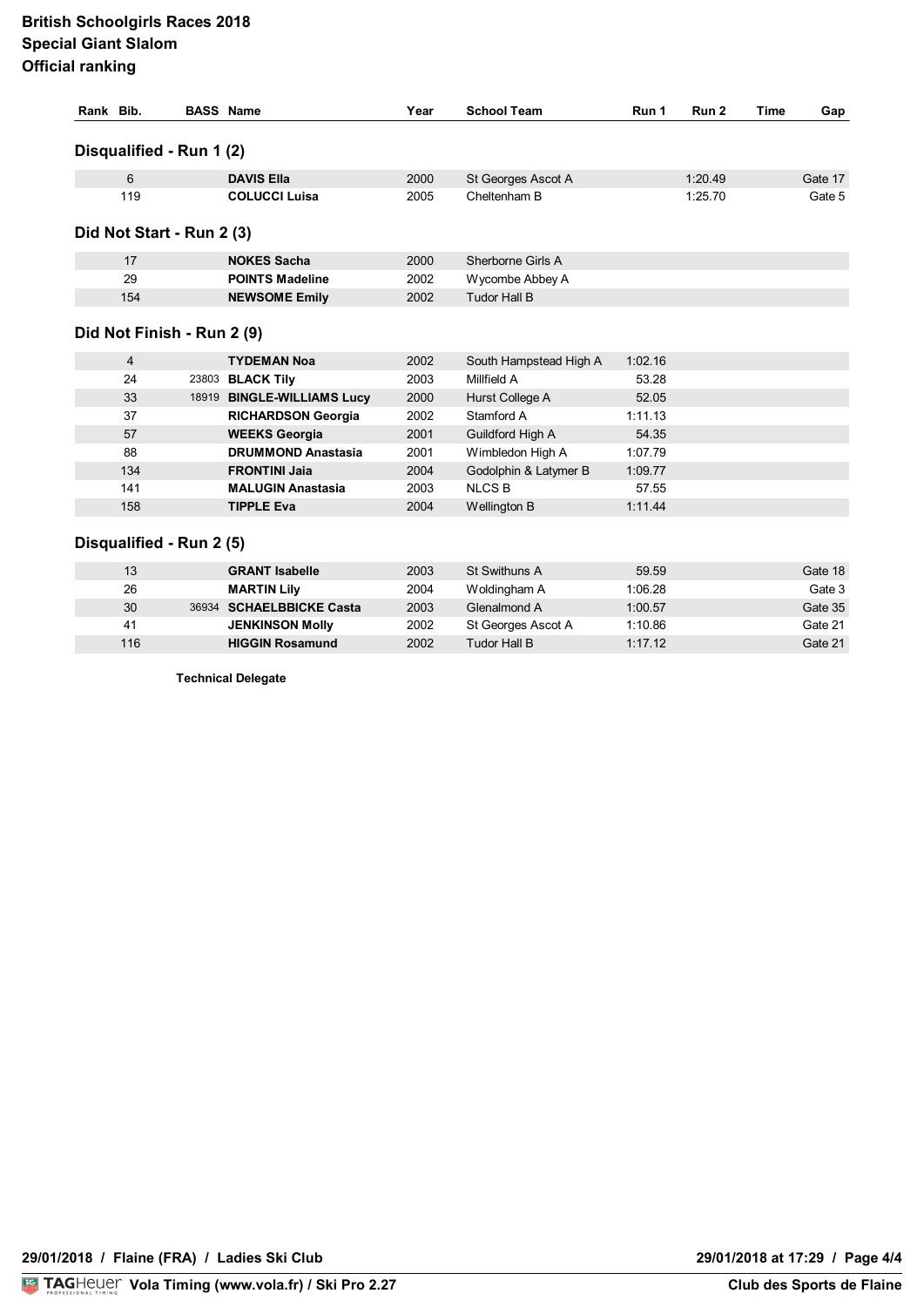# British Schoolgirls Races 2018
## Special Giant Slalom
## Official ranking

| Rank | Bib. | BASS | Name | Year | School Team | Run 1 | Run 2 | Time | Gap |
|---|---|---|---|---|---|---|---|---|---|
| **Disqualified - Run 1 (2)** | | | | | | | | | |
| | 6 | | **DAVIS Ella** | 2000 | St Georges Ascot A | | 1:20.49 | | Gate 17 |
| | 119 | | **COLUCCI Luisa** | 2005 | Cheltenham B | | 1:25.70 | | Gate 5 |
| **Did Not Start - Run 2 (3)** | | | | | | | | | |
| | 17 | | **NOKES Sacha** | 2000 | Sherborne Girls A | | | | |
| | 29 | | **POINTS Madeline** | 2002 | Wycombe Abbey A | | | | |
| | 154 | | **NEWSOME Emily** | 2002 | Tudor Hall B | | | | |
| **Did Not Finish - Run 2 (9)** | | | | | | | | | |
| | 4 | | **TYDEMAN Noa** | 2002 | South Hampstead High A | 1:02.16 | | | |
| | 24 | 23803 | **BLACK Tily** | 2003 | Millfield A | 53.28 | | | |
| | 33 | 18919 | **BINGLE-WILLIAMS Lucy** | 2000 | Hurst College A | 52.05 | | | |
| | 37 | | **RICHARDSON Georgia** | 2002 | Stamford A | 1:11.13 | | | |
| | 57 | | **WEEKS Georgia** | 2001 | Guildford High A | 54.35 | | | |
| | 88 | | **DRUMMOND Anastasia** | 2001 | Wimbledon High A | 1:07.79 | | | |
| | 134 | | **FRONTINI Jaia** | 2004 | Godolphin & Latymer B | 1:09.77 | | | |
| | 141 | | **MALUGIN Anastasia** | 2003 | NLCS B | 57.55 | | | |
| | 158 | | **TIPPLE Eva** | 2004 | Wellington B | 1:11.44 | | | |
| **Disqualified - Run 2 (5)** | | | | | | | | | |
| | 13 | | **GRANT Isabelle** | 2003 | St Swithuns A | 59.59 | | | Gate 18 |
| | 26 | | **MARTIN Lily** | 2004 | Woldingham A | 1:06.28 | | | Gate 3 |
| | 30 | 36934 | **SCHAELBBICKE Casta** | 2003 | Glenalmond A | 1:00.57 | | | Gate 35 |
| | 41 | | **JENKINSON Molly** | 2002 | St Georges Ascot A | 1:10.86 | | | Gate 21 |
| | 116 | | **HIGGIN Rosamund** | 2002 | Tudor Hall B | 1:17.12 | | | Gate 21 |

**Technical Delegate**

**29/01/2018 / Flaine (FRA) / Ladies Ski Club** — **29/01/2018 at 17:29**

TAGHeuer **Vola Timing (www.vola.fr) / Ski Pro 2.27** — **Club des Sports de Flaine**